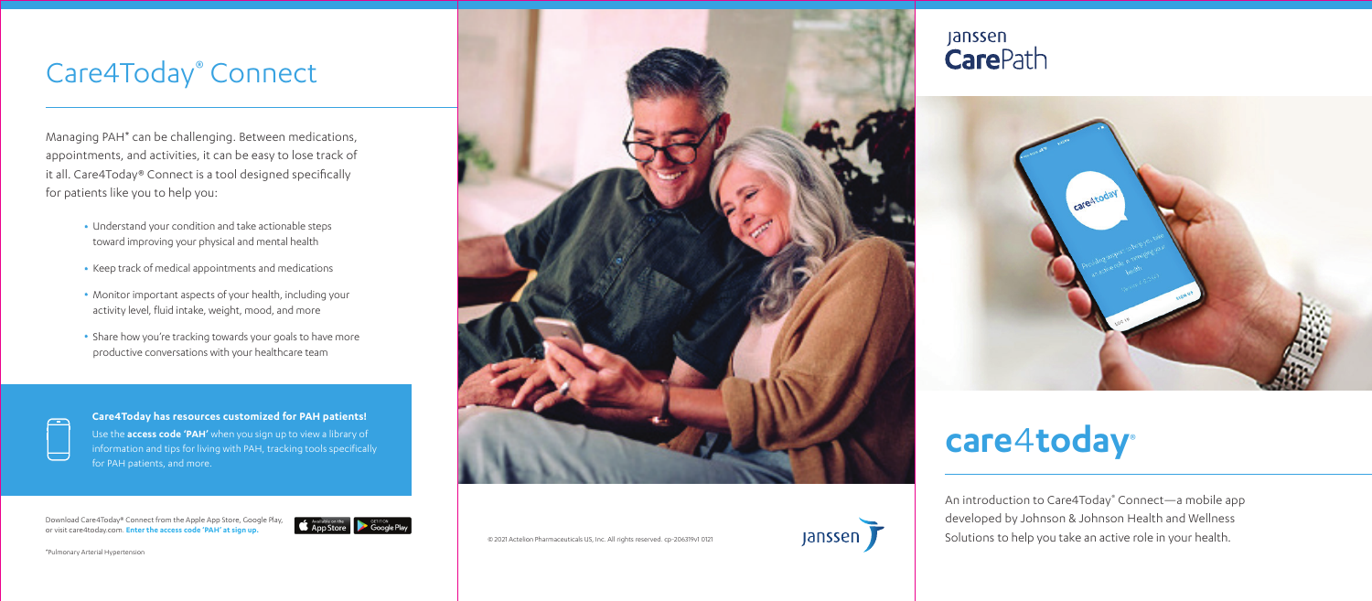# Care4Today® Connect

Managing PAH* can be challenging. Between medications, appointments, and activities, it can be easy to lose track of it all. Care4Today® Connect is a tool designed specifically for patients like you to help you:

- Understand your condition and take actionable steps toward improving your physical and mental health
- Keep track of medical appointments and medications
- Monitor important aspects of your health, including your activity level, fluid intake, weight, mood, and more
- Share how you're tracking towards your goals to have more productive conversations with your healthcare team

**Care4Today has resources customized for PAH patients!**

Use the **access code 'PAH'** when you sign up to view a library of information and tips for living with PAH, tracking tools specifically for PAH patients, and more.

Download Care4Today® Connect from the Apple App Store, Google Play, or visit care4today.com. **Enter the access code 'PAH' at sign up.**

*Pulmonary Arterial Hypertension

© 2021 Actelion Pharmaceuticals US, Inc. All rights reserved. cp-206319v1 0121

Janssen

Janssen CarePath

# care4today®

An introduction to Care4Today® Connect—a mobile app developed by Johnson & Johnson Health and Wellness Solutions to help you take an active role in your health.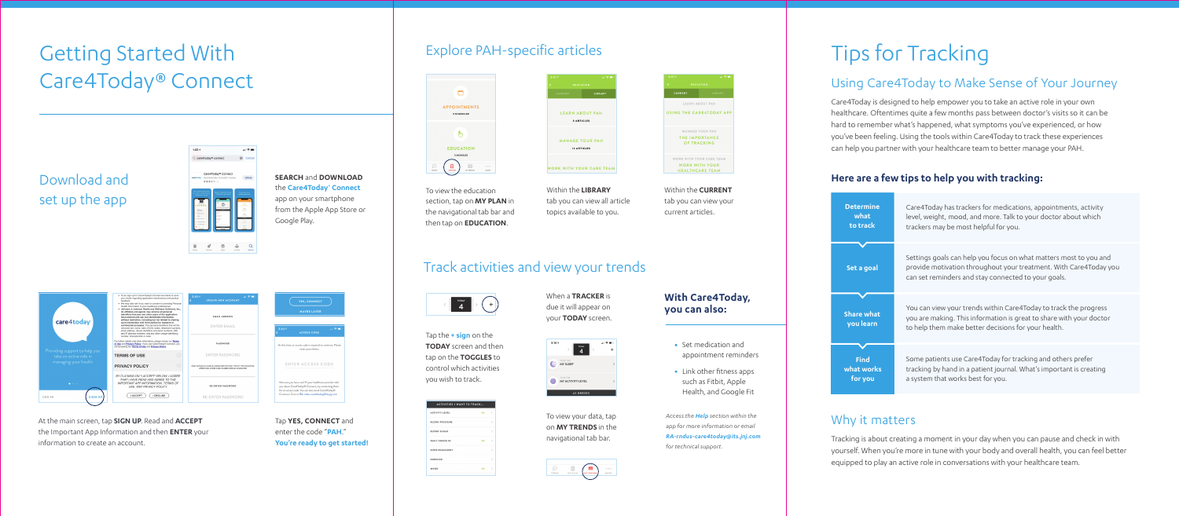# Getting Started With Care4Today® Connect

## Download and set up the app

**SEARCH** and **DOWNLOAD** the **Care4Today® Connect** app on your smartphone from the Apple App Store or Google Play.

At the main screen, tap **SIGN UP**. Read and **ACCEPT** the Important App Information and then **ENTER** your information to create an account.

Tap **YES, CONNECT** and enter the code "**PAH**."
**You're ready to get started!**

## Explore PAH-specific articles

To view the education section, tap on **MY PLAN** in the navigational tab bar and then tap on **EDUCATION**.

Within the **LIBRARY** tab you can view all article topics available to you.

Within the **CURRENT** tab you can view your current articles.

## Track activities and view your trends

Tap the **+ sign** on the **TODAY** screen and then tap on the **TOGGLES** to control which activities you wish to track.

When a **TRACKER** is due it will appear on your **TODAY** screen.

To view your data, tap on **MY TRENDS** in the navigational tab bar.

### With Care4Today, you can also:

- Set medication and appointment reminders
- Link other fitness apps such as Fitbit, Apple Health, and Google Fit

*Access the **Help** section within the app for more information or email **RA-rndus-care4today@its.jnj.com** for technical support.*

# Tips for Tracking

## Using Care4Today to Make Sense of Your Journey

Care4Today is designed to help empower you to take an active role in your own healthcare. Oftentimes quite a few months pass between doctor's visits so it can be hard to remember what's happened, what symptoms you've experienced, or how you've been feeling. Using the tools within Care4Today to track these experiences can help you partner with your healthcare team to better manage your PAH.

### Here are a few tips to help you with tracking:

| | |
|---|---|
| **Determine what to track** | Care4Today has trackers for medications, appointments, activity level, weight, mood, and more. Talk to your doctor about which trackers may be most helpful for you. |
| **Set a goal** | Settings goals can help you focus on what matters most to you and provide motivation throughout your treatment. With Care4Today you can set reminders and stay connected to your goals. |
| **Share what you learn** | You can view your trends within Care4Today to track the progress you are making. This information is great to share with your doctor to help them make better decisions for your health. |
| **Find what works for you** | Some patients use Care4Today for tracking and others prefer tracking by hand in a patient journal. What's important is creating a system that works best for you. |

## Why it matters

Tracking is about creating a moment in your day when you can pause and check in with yourself. When you're more in tune with your body and overall health, you can feel better equipped to play an active role in conversations with your healthcare team.